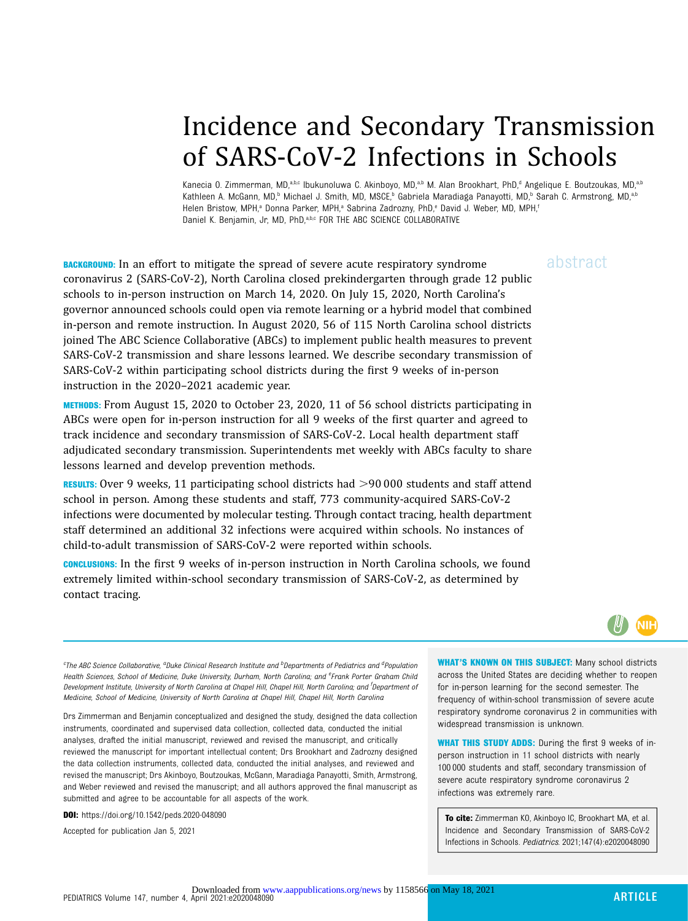# Incidence and Secondary Transmission of SARS-CoV-2 Infections in Schools

Kanecia O. Zimmerman, MD,[a,b,c] Ibukunoluwa C. Akinboyo, MD,[a,b] M. Alan Brookhart, PhD,[d] Angelique E. Boutzoukas, MD,[a,b] Kathleen A. McGann, MD,[b] Michael J. Smith, MD, MSCE,[b] Gabriela Maradiaga Panayotti, MD,[b] Sarah C. Armstrong, MD,[a,b] Helen Bristow, MPH,[a] Donna Parker, MPH,[a] Sabrina Zadrozny, PhD,[e] David J. Weber, MD, MPH,[f] Daniel K. Benjamin, Jr, MD, PhD,[a,b,c] FOR THE ABC SCIENCE COLLABORATIVE

abstract

**BACKGROUND:** In an effort to mitigate the spread of severe acute respiratory syndrome coronavirus 2 (SARS-CoV-2), North Carolina closed prekindergarten through grade 12 public schools to in-person instruction on March 14, 2020. On July 15, 2020, North Carolina's governor announced schools could open via remote learning or a hybrid model that combined in-person and remote instruction. In August 2020, 56 of 115 North Carolina school districts joined The ABC Science Collaborative (ABCs) to implement public health measures to prevent SARS-CoV-2 transmission and share lessons learned. We describe secondary transmission of SARS-CoV-2 within participating school districts during the first 9 weeks of in-person instruction in the 2020–2021 academic year.

**METHODS:** From August 15, 2020 to October 23, 2020, 11 of 56 school districts participating in ABCs were open for in-person instruction for all 9 weeks of the first quarter and agreed to track incidence and secondary transmission of SARS-CoV-2. Local health department staff adjudicated secondary transmission. Superintendents met weekly with ABCs faculty to share lessons learned and develop prevention methods.

**RESULTS:** Over 9 weeks, 11 participating school districts had >90 000 students and staff attend school in person. Among these students and staff, 773 community-acquired SARS-CoV-2 infections were documented by molecular testing. Through contact tracing, health department staff determined an additional 32 infections were acquired within schools. No instances of child-to-adult transmission of SARS-CoV-2 were reported within schools.

**CONCLUSIONS:** In the first 9 weeks of in-person instruction in North Carolina schools, we found extremely limited within-school secondary transmission of SARS-CoV-2, as determined by contact tracing.

[c]*The ABC Science Collaborative,* [a]*Duke Clinical Research Institute and* [b]*Departments of Pediatrics and* [d]*Population Health Sciences, School of Medicine, Duke University, Durham, North Carolina; and* [e]*Frank Porter Graham Child Development Institute, University of North Carolina at Chapel Hill, Chapel Hill, North Carolina; and* [f]*Department of Medicine, School of Medicine, University of North Carolina at Chapel Hill, Chapel Hill, North Carolina*

Drs Zimmerman and Benjamin conceptualized and designed the study, designed the data collection instruments, coordinated and supervised data collection, collected data, conducted the initial analyses, drafted the initial manuscript, reviewed and revised the manuscript, and critically reviewed the manuscript for important intellectual content; Drs Brookhart and Zadrozny designed the data collection instruments, collected data, conducted the initial analyses, and reviewed and revised the manuscript; Drs Akinboyo, Boutzoukas, McGann, Maradiaga Panayotti, Smith, Armstrong, and Weber reviewed and revised the manuscript; and all authors approved the final manuscript as submitted and agree to be accountable for all aspects of the work.

**DOI:** https://doi.org/10.1542/peds.2020-048090

Accepted for publication Jan 5, 2021

**WHAT'S KNOWN ON THIS SUBJECT:** Many school districts across the United States are deciding whether to reopen for in-person learning for the second semester. The frequency of within-school transmission of severe acute respiratory syndrome coronavirus 2 in communities with widespread transmission is unknown.

**WHAT THIS STUDY ADDS:** During the first 9 weeks of in-person instruction in 11 school districts with nearly 100 000 students and staff, secondary transmission of severe acute respiratory syndrome coronavirus 2 infections was extremely rare.

**To cite:** Zimmerman KO, Akinboyo IC, Brookhart MA, et al. Incidence and Secondary Transmission of SARS-CoV-2 Infections in Schools. *Pediatrics.* 2021;147(4):e2020048090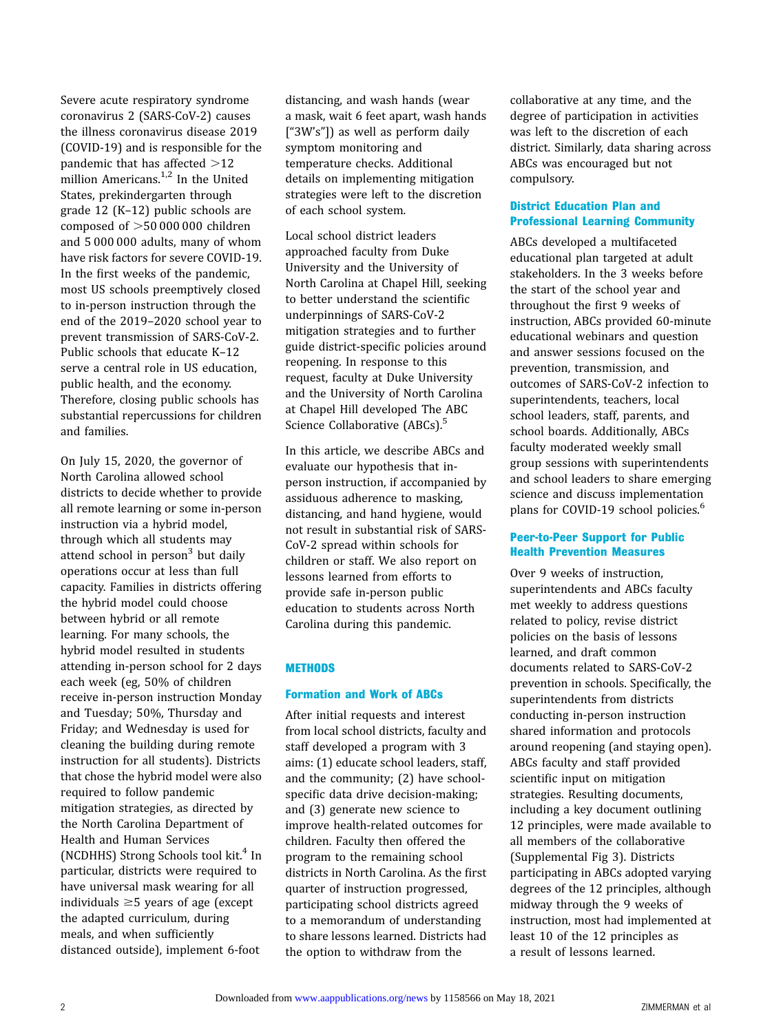Severe acute respiratory syndrome coronavirus 2 (SARS-CoV-2) causes the illness coronavirus disease 2019 (COVID-19) and is responsible for the pandemic that has affected >12 million Americans.[1,2] In the United States, prekindergarten through grade 12 (K–12) public schools are composed of >50 000 000 children and 5 000 000 adults, many of whom have risk factors for severe COVID-19. In the first weeks of the pandemic, most US schools preemptively closed to in-person instruction through the end of the 2019–2020 school year to prevent transmission of SARS-CoV-2. Public schools that educate K–12 serve a central role in US education, public health, and the economy. Therefore, closing public schools has substantial repercussions for children and families.

On July 15, 2020, the governor of North Carolina allowed school districts to decide whether to provide all remote learning or some in-person instruction via a hybrid model, through which all students may attend school in person[3] but daily operations occur at less than full capacity. Families in districts offering the hybrid model could choose between hybrid or all remote learning. For many schools, the hybrid model resulted in students attending in-person school for 2 days each week (eg, 50% of children receive in-person instruction Monday and Tuesday; 50%, Thursday and Friday; and Wednesday is used for cleaning the building during remote instruction for all students). Districts that chose the hybrid model were also required to follow pandemic mitigation strategies, as directed by the North Carolina Department of Health and Human Services (NCDHHS) Strong Schools tool kit.[4] In particular, districts were required to have universal mask wearing for all individuals ≥5 years of age (except the adapted curriculum, during meals, and when sufficiently distanced outside), implement 6-foot distancing, and wash hands (wear a mask, wait 6 feet apart, wash hands ["3W's"]) as well as perform daily symptom monitoring and temperature checks. Additional details on implementing mitigation strategies were left to the discretion of each school system.

Local school district leaders approached faculty from Duke University and the University of North Carolina at Chapel Hill, seeking to better understand the scientific underpinnings of SARS-CoV-2 mitigation strategies and to further guide district-specific policies around reopening. In response to this request, faculty at Duke University and the University of North Carolina at Chapel Hill developed The ABC Science Collaborative (ABCs).[5]

In this article, we describe ABCs and evaluate our hypothesis that in-person instruction, if accompanied by assiduous adherence to masking, distancing, and hand hygiene, would not result in substantial risk of SARS-CoV-2 spread within schools for children or staff. We also report on lessons learned from efforts to provide safe in-person public education to students across North Carolina during this pandemic.

## METHODS

### Formation and Work of ABCs

After initial requests and interest from local school districts, faculty and staff developed a program with 3 aims: (1) educate school leaders, staff, and the community; (2) have school-specific data drive decision-making; and (3) generate new science to improve health-related outcomes for children. Faculty then offered the program to the remaining school districts in North Carolina. As the first quarter of instruction progressed, participating school districts agreed to a memorandum of understanding to share lessons learned. Districts had the option to withdraw from the collaborative at any time, and the degree of participation in activities was left to the discretion of each district. Similarly, data sharing across ABCs was encouraged but not compulsory.

### District Education Plan and Professional Learning Community

ABCs developed a multifaceted educational plan targeted at adult stakeholders. In the 3 weeks before the start of the school year and throughout the first 9 weeks of instruction, ABCs provided 60-minute educational webinars and question and answer sessions focused on the prevention, transmission, and outcomes of SARS-CoV-2 infection to superintendents, teachers, local school leaders, staff, parents, and school boards. Additionally, ABCs faculty moderated weekly small group sessions with superintendents and school leaders to share emerging science and discuss implementation plans for COVID-19 school policies.[6]

### Peer-to-Peer Support for Public Health Prevention Measures

Over 9 weeks of instruction, superintendents and ABCs faculty met weekly to address questions related to policy, revise district policies on the basis of lessons learned, and draft common documents related to SARS-CoV-2 prevention in schools. Specifically, the superintendents from districts conducting in-person instruction shared information and protocols around reopening (and staying open). ABCs faculty and staff provided scientific input on mitigation strategies. Resulting documents, including a key document outlining 12 principles, were made available to all members of the collaborative (Supplemental Fig 3). Districts participating in ABCs adopted varying degrees of the 12 principles, although midway through the 9 weeks of instruction, most had implemented at least 10 of the 12 principles as a result of lessons learned.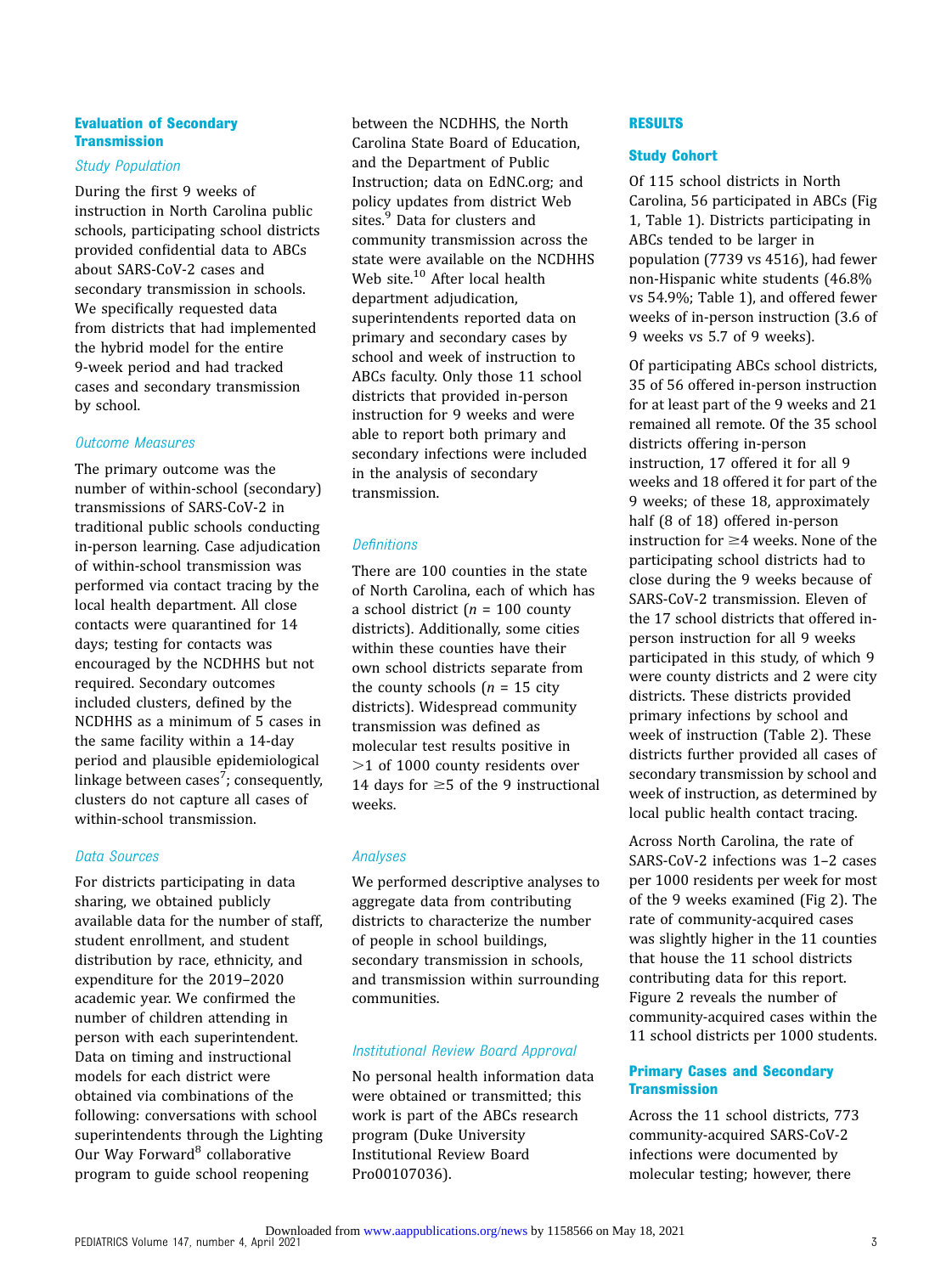## Evaluation of Secondary Transmission

### Study Population

During the first 9 weeks of instruction in North Carolina public schools, participating school districts provided confidential data to ABCs about SARS-CoV-2 cases and secondary transmission in schools. We specifically requested data from districts that had implemented the hybrid model for the entire 9-week period and had tracked cases and secondary transmission by school.

### Outcome Measures

The primary outcome was the number of within-school (secondary) transmissions of SARS-CoV-2 in traditional public schools conducting in-person learning. Case adjudication of within-school transmission was performed via contact tracing by the local health department. All close contacts were quarantined for 14 days; testing for contacts was encouraged by the NCDHHS but not required. Secondary outcomes included clusters, defined by the NCDHHS as a minimum of 5 cases in the same facility within a 14-day period and plausible epidemiological linkage between cases[7]; consequently, clusters do not capture all cases of within-school transmission.

### Data Sources

For districts participating in data sharing, we obtained publicly available data for the number of staff, student enrollment, and student distribution by race, ethnicity, and expenditure for the 2019–2020 academic year. We confirmed the number of children attending in person with each superintendent. Data on timing and instructional models for each district were obtained via combinations of the following: conversations with school superintendents through the Lighting Our Way Forward[8] collaborative program to guide school reopening between the NCDHHS, the North Carolina State Board of Education, and the Department of Public Instruction; data on EdNC.org; and policy updates from district Web sites.[9] Data for clusters and community transmission across the state were available on the NCDHHS Web site.[10] After local health department adjudication, superintendents reported data on primary and secondary cases by school and week of instruction to ABCs faculty. Only those 11 school districts that provided in-person instruction for 9 weeks and were able to report both primary and secondary infections were included in the analysis of secondary transmission.

### Definitions

There are 100 counties in the state of North Carolina, each of which has a school district ($n$ = 100 county districts). Additionally, some cities within these counties have their own school districts separate from the county schools ($n$ = 15 city districts). Widespread community transmission was defined as molecular test results positive in >1 of 1000 county residents over 14 days for ≥5 of the 9 instructional weeks.

### Analyses

We performed descriptive analyses to aggregate data from contributing districts to characterize the number of people in school buildings, secondary transmission in schools, and transmission within surrounding communities.

### Institutional Review Board Approval

No personal health information data were obtained or transmitted; this work is part of the ABCs research program (Duke University Institutional Review Board Pro00107036).

## RESULTS

### Study Cohort

Of 115 school districts in North Carolina, 56 participated in ABCs (Fig 1, Table 1). Districts participating in ABCs tended to be larger in population (7739 vs 4516), had fewer non-Hispanic white students (46.8% vs 54.9%; Table 1), and offered fewer weeks of in-person instruction (3.6 of 9 weeks vs 5.7 of 9 weeks).

Of participating ABCs school districts, 35 of 56 offered in-person instruction for at least part of the 9 weeks and 21 remained all remote. Of the 35 school districts offering in-person instruction, 17 offered it for all 9 weeks and 18 offered it for part of the 9 weeks; of these 18, approximately half (8 of 18) offered in-person instruction for ≥4 weeks. None of the participating school districts had to close during the 9 weeks because of SARS-CoV-2 transmission. Eleven of the 17 school districts that offered in-person instruction for all 9 weeks participated in this study, of which 9 were county districts and 2 were city districts. These districts provided primary infections by school and week of instruction (Table 2). These districts further provided all cases of secondary transmission by school and week of instruction, as determined by local public health contact tracing.

Across North Carolina, the rate of SARS-CoV-2 infections was 1–2 cases per 1000 residents per week for most of the 9 weeks examined (Fig 2). The rate of community-acquired cases was slightly higher in the 11 counties that house the 11 school districts contributing data for this report. Figure 2 reveals the number of community-acquired cases within the 11 school districts per 1000 students.

### Primary Cases and Secondary Transmission

Across the 11 school districts, 773 community-acquired SARS-CoV-2 infections were documented by molecular testing; however, there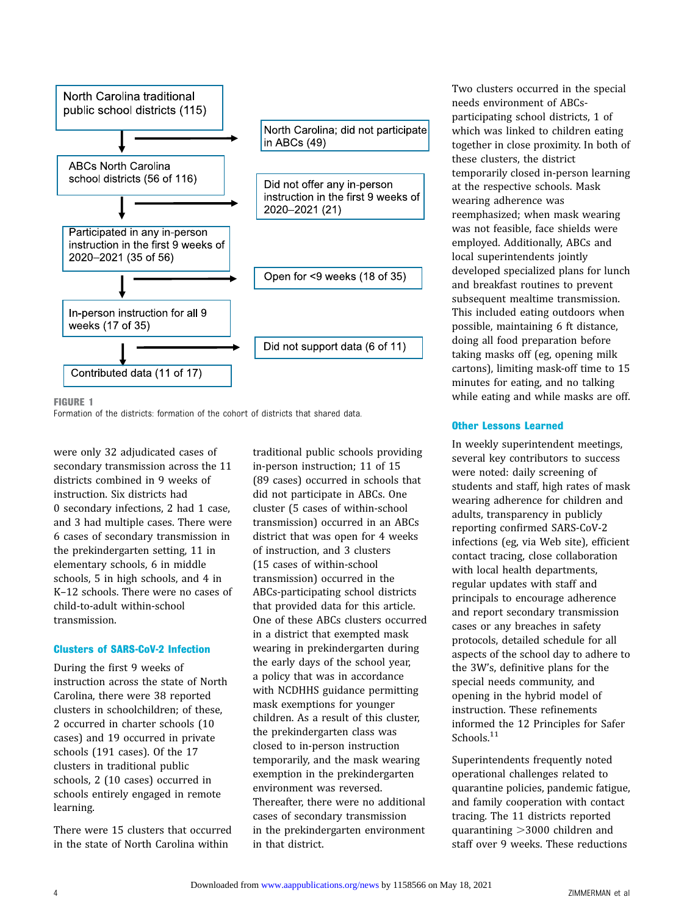North Carolina traditional public school districts (115)

North Carolina; did not participate in ABCs (49)

ABCs North Carolina school districts (56 of 116)

Did not offer any in-person instruction in the first 9 weeks of 2020–2021 (21)

Participated in any in-person instruction in the first 9 weeks of 2020–2021 (35 of 56)

Open for <9 weeks (18 of 35)

In-person instruction for all 9 weeks (17 of 35)

Did not support data (6 of 11)

Contributed data (11 of 17)

**FIGURE 1**
Formation of the districts: formation of the cohort of districts that shared data.

were only 32 adjudicated cases of secondary transmission across the 11 districts combined in 9 weeks of instruction. Six districts had 0 secondary infections, 2 had 1 case, and 3 had multiple cases. There were 6 cases of secondary transmission in the prekindergarten setting, 11 in elementary schools, 6 in middle schools, 5 in high schools, and 4 in K–12 schools. There were no cases of child-to-adult within-school transmission.

### Clusters of SARS-CoV-2 Infection

During the first 9 weeks of instruction across the state of North Carolina, there were 38 reported clusters in schoolchildren; of these, 2 occurred in charter schools (10 cases) and 19 occurred in private schools (191 cases). Of the 17 clusters in traditional public schools, 2 (10 cases) occurred in schools entirely engaged in remote learning.

There were 15 clusters that occurred in the state of North Carolina within traditional public schools providing in-person instruction; 11 of 15 (89 cases) occurred in schools that did not participate in ABCs. One cluster (5 cases of within-school transmission) occurred in an ABCs district that was open for 4 weeks of instruction, and 3 clusters (15 cases of within-school transmission) occurred in the ABCs-participating school districts that provided data for this article. One of these ABCs clusters occurred in a district that exempted mask wearing in prekindergarten during the early days of the school year, a policy that was in accordance with NCDHHS guidance permitting mask exemptions for younger children. As a result of this cluster, the prekindergarten class was closed to in-person instruction temporarily, and the mask wearing exemption in the prekindergarten environment was reversed. Thereafter, there were no additional cases of secondary transmission in the prekindergarten environment in that district.

Two clusters occurred in the special needs environment of ABCs-participating school districts, 1 of which was linked to children eating together in close proximity. In both of these clusters, the district temporarily closed in-person learning at the respective schools. Mask wearing adherence was reemphasized; when mask wearing was not feasible, face shields were employed. Additionally, ABCs and local superintendents jointly developed specialized plans for lunch and breakfast routines to prevent subsequent mealtime transmission. This included eating outdoors when possible, maintaining 6 ft distance, doing all food preparation before taking masks off (eg, opening milk cartons), limiting mask-off time to 15 minutes for eating, and no talking while eating and while masks are off.

### Other Lessons Learned

In weekly superintendent meetings, several key contributors to success were noted: daily screening of students and staff, high rates of mask wearing adherence for children and adults, transparency in publicly reporting confirmed SARS-CoV-2 infections (eg, via Web site), efficient contact tracing, close collaboration with local health departments, regular updates with staff and principals to encourage adherence and report secondary transmission cases or any breaches in safety protocols, detailed schedule for all aspects of the school day to adhere to the 3W's, definitive plans for the special needs community, and opening in the hybrid model of instruction. These refinements informed the 12 Principles for Safer Schools.[11]

Superintendents frequently noted operational challenges related to quarantine policies, pandemic fatigue, and family cooperation with contact tracing. The 11 districts reported quarantining >3000 children and staff over 9 weeks. These reductions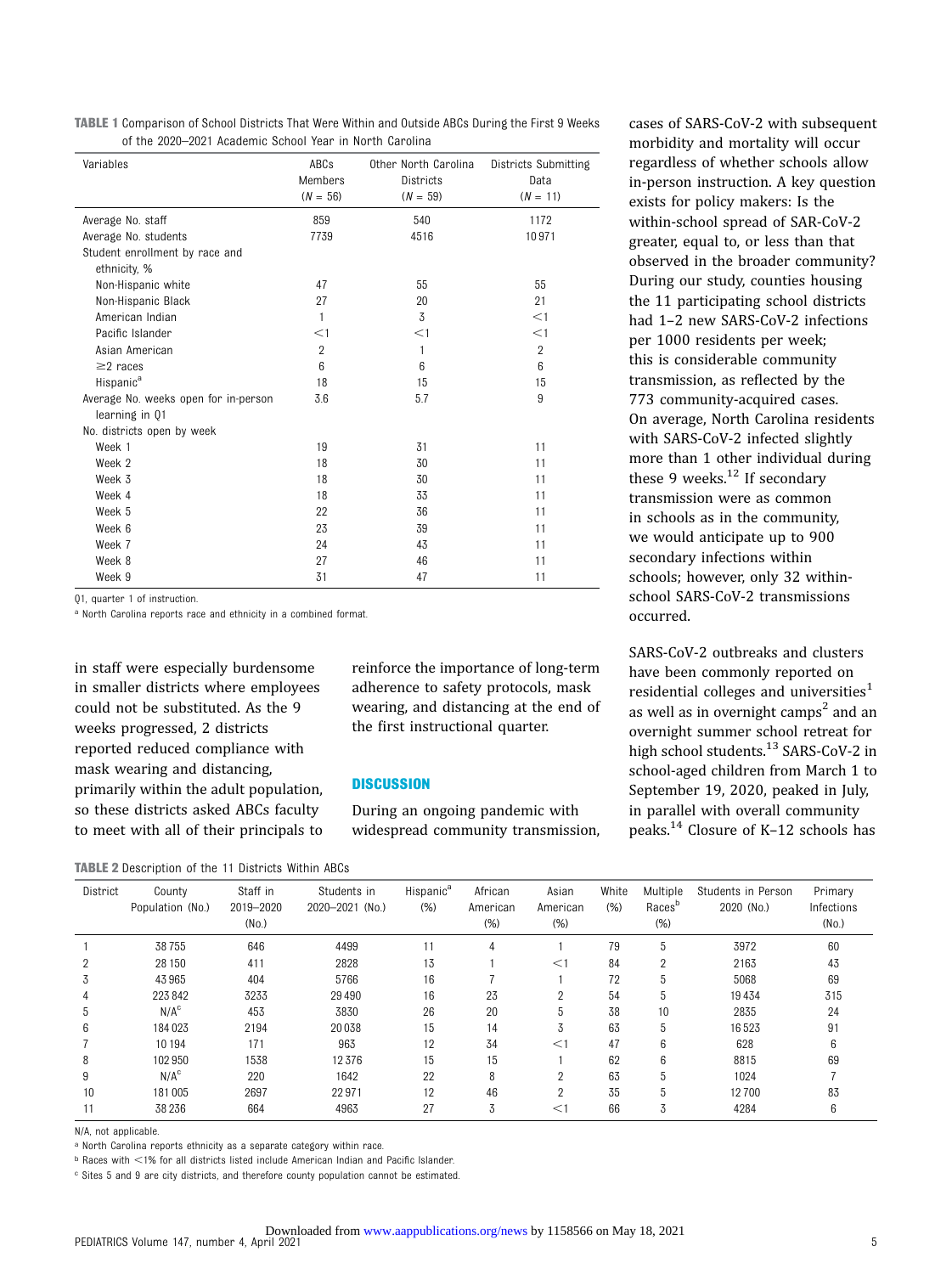**TABLE 1** Comparison of School Districts That Were Within and Outside ABCs During the First 9 Weeks of the 2020–2021 Academic School Year in North Carolina

| Variables | ABCs Members ($N$ = 56) | Other North Carolina Districts ($N$ = 59) | Districts Submitting Data ($N$ = 11) |
|---|---|---|---|
| Average No. staff | 859 | 540 | 1172 |
| Average No. students | 7739 | 4516 | 10 971 |
| Student enrollment by race and ethnicity, % | | | |
| Non-Hispanic white | 47 | 55 | 55 |
| Non-Hispanic Black | 27 | 20 | 21 |
| American Indian | 1 | 3 | <1 |
| Pacific Islander | <1 | <1 | <1 |
| Asian American | 2 | 1 | 2 |
| ≥2 races | 6 | 6 | 6 |
| Hispanic[a] | 18 | 15 | 15 |
| Average No. weeks open for in-person learning in Q1 | 3.6 | 5.7 | 9 |
| No. districts open by week | | | |
| Week 1 | 19 | 31 | 11 |
| Week 2 | 18 | 30 | 11 |
| Week 3 | 18 | 30 | 11 |
| Week 4 | 18 | 33 | 11 |
| Week 5 | 22 | 36 | 11 |
| Week 6 | 23 | 39 | 11 |
| Week 7 | 24 | 43 | 11 |
| Week 8 | 27 | 46 | 11 |
| Week 9 | 31 | 47 | 11 |

Q1, quarter 1 of instruction.

a North Carolina reports race and ethnicity in a combined format.

in staff were especially burdensome in smaller districts where employees could not be substituted. As the 9 weeks progressed, 2 districts reported reduced compliance with mask wearing and distancing, primarily within the adult population, so these districts asked ABCs faculty to meet with all of their principals to reinforce the importance of long-term adherence to safety protocols, mask wearing, and distancing at the end of the first instructional quarter.

## DISCUSSION

During an ongoing pandemic with widespread community transmission, cases of SARS-CoV-2 with subsequent morbidity and mortality will occur regardless of whether schools allow in-person instruction. A key question exists for policy makers: Is the within-school spread of SAR-CoV-2 greater, equal to, or less than that observed in the broader community? During our study, counties housing the 11 participating school districts had 1–2 new SARS-CoV-2 infections per 1000 residents per week; this is considerable community transmission, as reflected by the 773 community-acquired cases. On average, North Carolina residents with SARS-CoV-2 infected slightly more than 1 other individual during these 9 weeks.[12] If secondary transmission were as common in schools as in the community, we would anticipate up to 900 secondary infections within schools; however, only 32 within-school SARS-CoV-2 transmissions occurred.

SARS-CoV-2 outbreaks and clusters have been commonly reported on residential colleges and universities[1] as well as in overnight camps[2] and an overnight summer school retreat for high school students.[13] SARS-CoV-2 in school-aged children from March 1 to September 19, 2020, peaked in July, in parallel with overall community peaks.[14] Closure of K–12 schools has

**TABLE 2** Description of the 11 Districts Within ABCs

| District | County Population (No.) | Staff in 2019–2020 (No.) | Students in 2020–2021 (No.) | Hispanic[a] (%) | African American (%) | Asian American (%) | White (%) | Multiple Races[b] (%) | Students in Person 2020 (No.) | Primary Infections (No.) |
|---|---|---|---|---|---|---|---|---|---|---|
| 1 | 38 755 | 646 | 4499 | 11 | 4 | 1 | 79 | 5 | 3972 | 60 |
| 2 | 28 150 | 411 | 2828 | 13 | 1 | <1 | 84 | 2 | 2163 | 43 |
| 3 | 43 965 | 404 | 5766 | 16 | 7 | 1 | 72 | 5 | 5068 | 69 |
| 4 | 223 842 | 3233 | 29 490 | 16 | 23 | 2 | 54 | 5 | 19 434 | 315 |
| 5 | N/A[c] | 453 | 3830 | 26 | 20 | 5 | 38 | 10 | 2835 | 24 |
| 6 | 184 023 | 2194 | 20 038 | 15 | 14 | 3 | 63 | 5 | 16 523 | 91 |
| 7 | 10 194 | 171 | 963 | 12 | 34 | <1 | 47 | 6 | 628 | 6 |
| 8 | 102 950 | 1538 | 12 376 | 15 | 15 | 1 | 62 | 6 | 8815 | 69 |
| 9 | N/A[c] | 220 | 1642 | 22 | 8 | 2 | 63 | 5 | 1024 | 7 |
| 10 | 181 005 | 2697 | 22 971 | 12 | 46 | 2 | 35 | 5 | 12 700 | 83 |
| 11 | 38 236 | 664 | 4963 | 27 | 3 | <1 | 66 | 3 | 4284 | 6 |

N/A, not applicable.

a North Carolina reports ethnicity as a separate category within race.

b Races with <1% for all districts listed include American Indian and Pacific Islander.

c Sites 5 and 9 are city districts, and therefore county population cannot be estimated.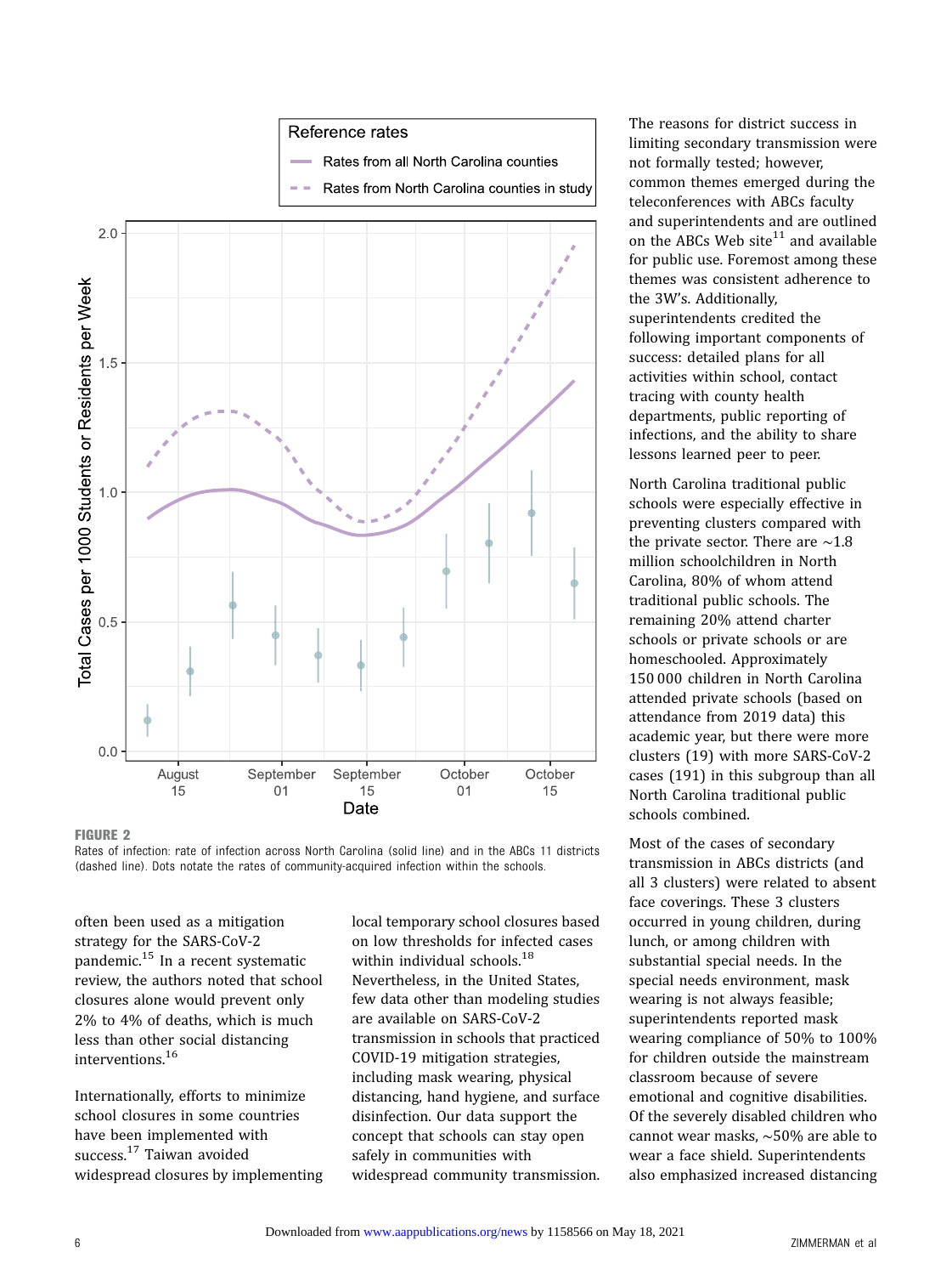FIGURE 2

Rates of infection: rate of infection across North Carolina (solid line) and in the ABCs 11 districts (dashed line). Dots notate the rates of community-acquired infection within the schools.

often been used as a mitigation strategy for the SARS-CoV-2 pandemic.[15] In a recent systematic review, the authors noted that school closures alone would prevent only 2% to 4% of deaths, which is much less than other social distancing interventions.[16]

Internationally, efforts to minimize school closures in some countries have been implemented with success.[17] Taiwan avoided widespread closures by implementing local temporary school closures based on low thresholds for infected cases within individual schools.[18] Nevertheless, in the United States, few data other than modeling studies are available on SARS-CoV-2 transmission in schools that practiced COVID-19 mitigation strategies, including mask wearing, physical distancing, hand hygiene, and surface disinfection. Our data support the concept that schools can stay open safely in communities with widespread community transmission.

The reasons for district success in limiting secondary transmission were not formally tested; however, common themes emerged during the teleconferences with ABCs faculty and superintendents and are outlined on the ABCs Web site[11] and available for public use. Foremost among these themes was consistent adherence to the 3W's. Additionally, superintendents credited the following important components of success: detailed plans for all activities within school, contact tracing with county health departments, public reporting of infections, and the ability to share lessons learned peer to peer.

North Carolina traditional public schools were especially effective in preventing clusters compared with the private sector. There are ~1.8 million schoolchildren in North Carolina, 80% of whom attend traditional public schools. The remaining 20% attend charter schools or private schools or are homeschooled. Approximately 150 000 children in North Carolina attended private schools (based on attendance from 2019 data) this academic year, but there were more clusters (19) with more SARS-CoV-2 cases (191) in this subgroup than all North Carolina traditional public schools combined.

Most of the cases of secondary transmission in ABCs districts (and all 3 clusters) were related to absent face coverings. These 3 clusters occurred in young children, during lunch, or among children with substantial special needs. In the special needs environment, mask wearing is not always feasible; superintendents reported mask wearing compliance of 50% to 100% for children outside the mainstream classroom because of severe emotional and cognitive disabilities. Of the severely disabled children who cannot wear masks, ~50% are able to wear a face shield. Superintendents also emphasized increased distancing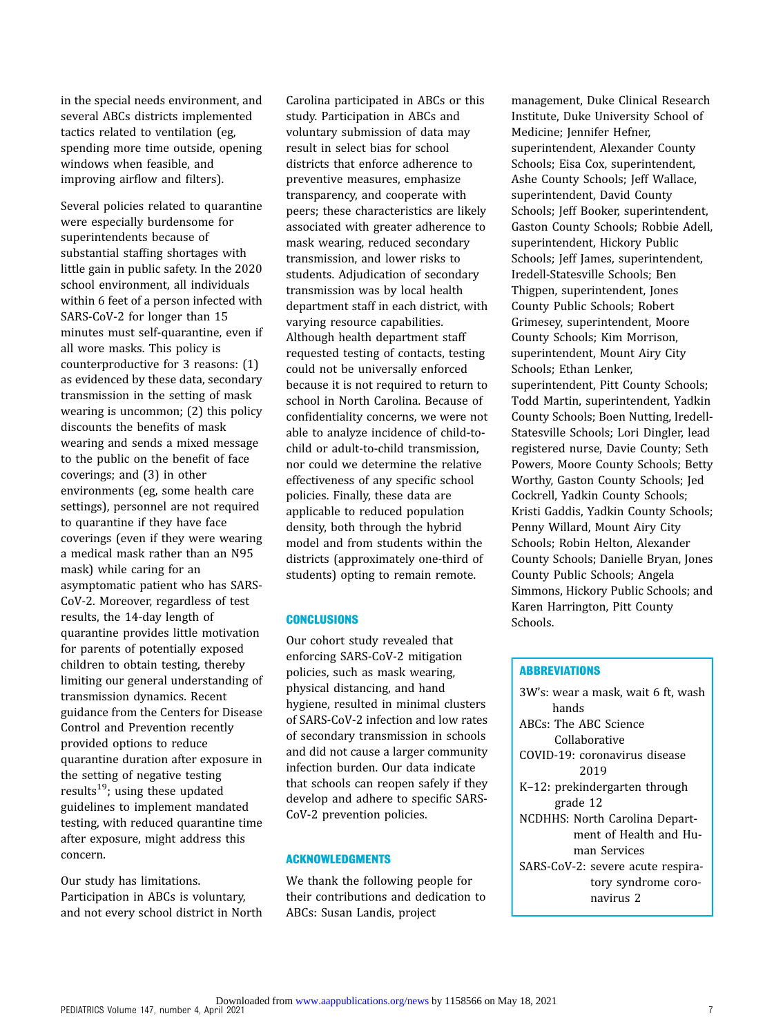in the special needs environment, and several ABCs districts implemented tactics related to ventilation (eg, spending more time outside, opening windows when feasible, and improving airflow and filters).

Several policies related to quarantine were especially burdensome for superintendents because of substantial staffing shortages with little gain in public safety. In the 2020 school environment, all individuals within 6 feet of a person infected with SARS-CoV-2 for longer than 15 minutes must self-quarantine, even if all wore masks. This policy is counterproductive for 3 reasons: (1) as evidenced by these data, secondary transmission in the setting of mask wearing is uncommon; (2) this policy discounts the benefits of mask wearing and sends a mixed message to the public on the benefit of face coverings; and (3) in other environments (eg, some health care settings), personnel are not required to quarantine if they have face coverings (even if they were wearing a medical mask rather than an N95 mask) while caring for an asymptomatic patient who has SARS-CoV-2. Moreover, regardless of test results, the 14-day length of quarantine provides little motivation for parents of potentially exposed children to obtain testing, thereby limiting our general understanding of transmission dynamics. Recent guidance from the Centers for Disease Control and Prevention recently provided options to reduce quarantine duration after exposure in the setting of negative testing results[19]; using these updated guidelines to implement mandated testing, with reduced quarantine time after exposure, might address this concern.

Our study has limitations. Participation in ABCs is voluntary, and not every school district in North Carolina participated in ABCs or this study. Participation in ABCs and voluntary submission of data may result in select bias for school districts that enforce adherence to preventive measures, emphasize transparency, and cooperate with peers; these characteristics are likely associated with greater adherence to mask wearing, reduced secondary transmission, and lower risks to students. Adjudication of secondary transmission was by local health department staff in each district, with varying resource capabilities. Although health department staff requested testing of contacts, testing could not be universally enforced because it is not required to return to school in North Carolina. Because of confidentiality concerns, we were not able to analyze incidence of child-to-child or adult-to-child transmission, nor could we determine the relative effectiveness of any specific school policies. Finally, these data are applicable to reduced population density, both through the hybrid model and from students within the districts (approximately one-third of students) opting to remain remote.

## CONCLUSIONS

Our cohort study revealed that enforcing SARS-CoV-2 mitigation policies, such as mask wearing, physical distancing, and hand hygiene, resulted in minimal clusters of SARS-CoV-2 infection and low rates of secondary transmission in schools and did not cause a larger community infection burden. Our data indicate that schools can reopen safely if they develop and adhere to specific SARS-CoV-2 prevention policies.

## ACKNOWLEDGMENTS

We thank the following people for their contributions and dedication to ABCs: Susan Landis, project management, Duke Clinical Research Institute, Duke University School of Medicine; Jennifer Hefner, superintendent, Alexander County Schools; Eisa Cox, superintendent, Ashe County Schools; Jeff Wallace, superintendent, David County Schools; Jeff Booker, superintendent, Gaston County Schools; Robbie Adell, superintendent, Hickory Public Schools; Jeff James, superintendent, Iredell-Statesville Schools; Ben Thigpen, superintendent, Jones County Public Schools; Robert Grimesey, superintendent, Moore County Schools; Kim Morrison, superintendent, Mount Airy City Schools; Ethan Lenker, superintendent, Pitt County Schools; Todd Martin, superintendent, Yadkin County Schools; Boen Nutting, Iredell-Statesville Schools; Lori Dingler, lead registered nurse, Davie County; Seth Powers, Moore County Schools; Betty Worthy, Gaston County Schools; Jed Cockrell, Yadkin County Schools; Kristi Gaddis, Yadkin County Schools; Penny Willard, Mount Airy City Schools; Robin Helton, Alexander County Schools; Danielle Bryan, Jones County Public Schools; Angela Simmons, Hickory Public Schools; and Karen Harrington, Pitt County Schools.

## ABBREVIATIONS

3W's: wear a mask, wait 6 ft, wash hands
ABCs: The ABC Science Collaborative
COVID-19: coronavirus disease 2019
K–12: prekindergarten through grade 12
NCDHHS: North Carolina Department of Health and Human Services
SARS-CoV-2: severe acute respiratory syndrome coronavirus 2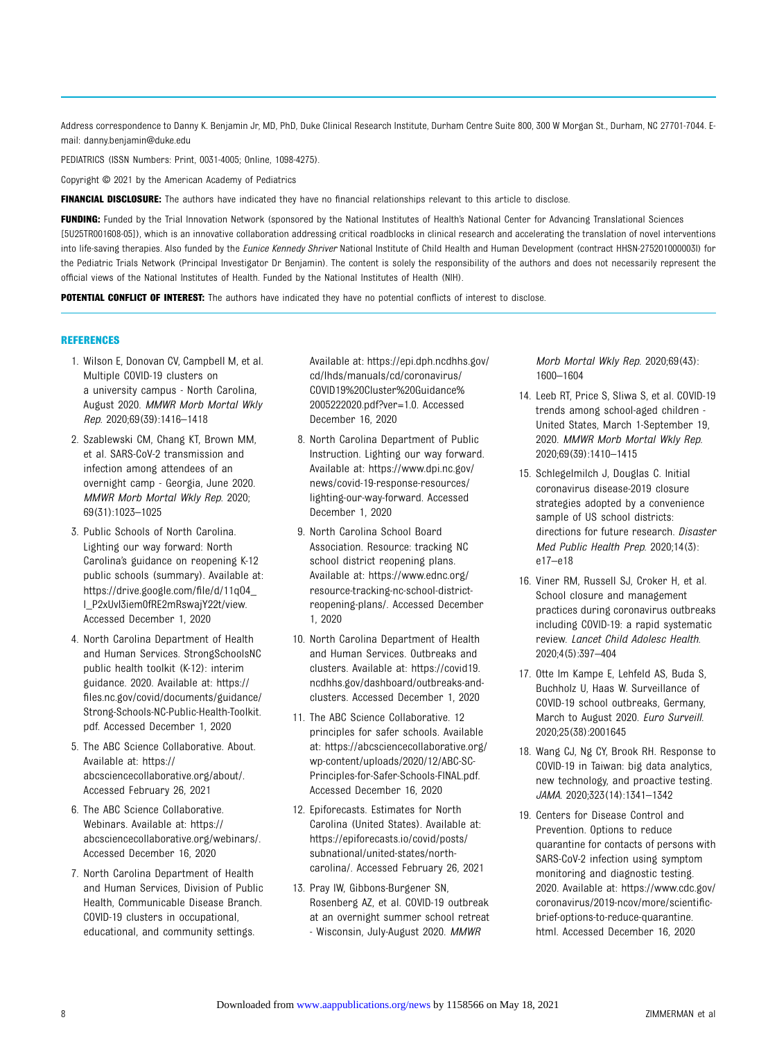Address correspondence to Danny K. Benjamin Jr, MD, PhD, Duke Clinical Research Institute, Durham Centre Suite 800, 300 W Morgan St., Durham, NC 27701-7044. E-mail: danny.benjamin@duke.edu

PEDIATRICS (ISSN Numbers: Print, 0031-4005; Online, 1098-4275).

Copyright © 2021 by the American Academy of Pediatrics

**FINANCIAL DISCLOSURE:** The authors have indicated they have no financial relationships relevant to this article to disclose.

**FUNDING:** Funded by the Trial Innovation Network (sponsored by the National Institutes of Health's National Center for Advancing Translational Sciences [5U25TR001608-05]), which is an innovative collaboration addressing critical roadblocks in clinical research and accelerating the translation of novel interventions into life-saving therapies. Also funded by the *Eunice Kennedy Shriver* National Institute of Child Health and Human Development (contract HHSN-275201000003I) for the Pediatric Trials Network (Principal Investigator Dr Benjamin). The content is solely the responsibility of the authors and does not necessarily represent the official views of the National Institutes of Health. Funded by the National Institutes of Health (NIH).

**POTENTIAL CONFLICT OF INTEREST:** The authors have indicated they have no potential conflicts of interest to disclose.

## REFERENCES

1. Wilson E, Donovan CV, Campbell M, et al. Multiple COVID-19 clusters on a university campus - North Carolina, August 2020. *MMWR Morb Mortal Wkly Rep*. 2020;69(39):1416–1418
2. Szablewski CM, Chang KT, Brown MM, et al. SARS-CoV-2 transmission and infection among attendees of an overnight camp - Georgia, June 2020. *MMWR Morb Mortal Wkly Rep*. 2020; 69(31):1023–1025
3. Public Schools of North Carolina. Lighting our way forward: North Carolina's guidance on reopening K-12 public schools (summary). Available at: https://drive.google.com/file/d/11q04_I_P2xUvI3iem0fRE2mRswajY22t/view. Accessed December 1, 2020
4. North Carolina Department of Health and Human Services. StrongSchoolsNC public health toolkit (K-12): interim guidance. 2020. Available at: https://files.nc.gov/covid/documents/guidance/Strong-Schools-NC-Public-Health-Toolkit.pdf. Accessed December 1, 2020
5. The ABC Science Collaborative. About. Available at: https://abcsciencecollaborative.org/about/. Accessed February 26, 2021
6. The ABC Science Collaborative. Webinars. Available at: https://abcsciencecollaborative.org/webinars/. Accessed December 16, 2020
7. North Carolina Department of Health and Human Services, Division of Public Health, Communicable Disease Branch. COVID-19 clusters in occupational, educational, and community settings. Available at: https://epi.dph.ncdhhs.gov/cd/lhds/manuals/cd/coronavirus/COVID19%20Cluster%20Guidance%2005222020.pdf?ver=1.0. Accessed December 16, 2020
8. North Carolina Department of Public Instruction. Lighting our way forward. Available at: https://www.dpi.nc.gov/news/covid-19-response-resources/lighting-our-way-forward. Accessed December 1, 2020
9. North Carolina School Board Association. Resource: tracking NC school district reopening plans. Available at: https://www.ednc.org/resource-tracking-nc-school-district-reopening-plans/. Accessed December 1, 2020
10. North Carolina Department of Health and Human Services. Outbreaks and clusters. Available at: https://covid19.ncdhhs.gov/dashboard/outbreaks-and-clusters. Accessed December 1, 2020
11. The ABC Science Collaborative. 12 principles for safer schools. Available at: https://abcsciencecollaborative.org/wp-content/uploads/2020/12/ABC-SC-Principles-for-Safer-Schools-FINAL.pdf. Accessed December 16, 2020
12. Epiforecasts. Estimates for North Carolina (United States). Available at: https://epiforecasts.io/covid/posts/subnational/united-states/north-carolina/. Accessed February 26, 2021
13. Pray IW, Gibbons-Burgener SN, Rosenberg AZ, et al. COVID-19 outbreak at an overnight summer school retreat - Wisconsin, July-August 2020. *MMWR Morb Mortal Wkly Rep*. 2020;69(43):1600–1604
14. Leeb RT, Price S, Sliwa S, et al. COVID-19 trends among school-aged children - United States, March 1-September 19, 2020. *MMWR Morb Mortal Wkly Rep*. 2020;69(39):1410–1415
15. Schlegelmilch J, Douglas C. Initial coronavirus disease-2019 closure strategies adopted by a convenience sample of US school districts: directions for future research. *Disaster Med Public Health Prep*. 2020;14(3):e17–e18
16. Viner RM, Russell SJ, Croker H, et al. School closure and management practices during coronavirus outbreaks including COVID-19: a rapid systematic review. *Lancet Child Adolesc Health*. 2020;4(5):397–404
17. Otte Im Kampe E, Lehfeld AS, Buda S, Buchholz U, Haas W. Surveillance of COVID-19 school outbreaks, Germany, March to August 2020. *Euro Surveill*. 2020;25(38):2001645
18. Wang CJ, Ng CY, Brook RH. Response to COVID-19 in Taiwan: big data analytics, new technology, and proactive testing. *JAMA*. 2020;323(14):1341–1342
19. Centers for Disease Control and Prevention. Options to reduce quarantine for contacts of persons with SARS-CoV-2 infection using symptom monitoring and diagnostic testing. 2020. Available at: https://www.cdc.gov/coronavirus/2019-ncov/more/scientific-brief-options-to-reduce-quarantine.html. Accessed December 16, 2020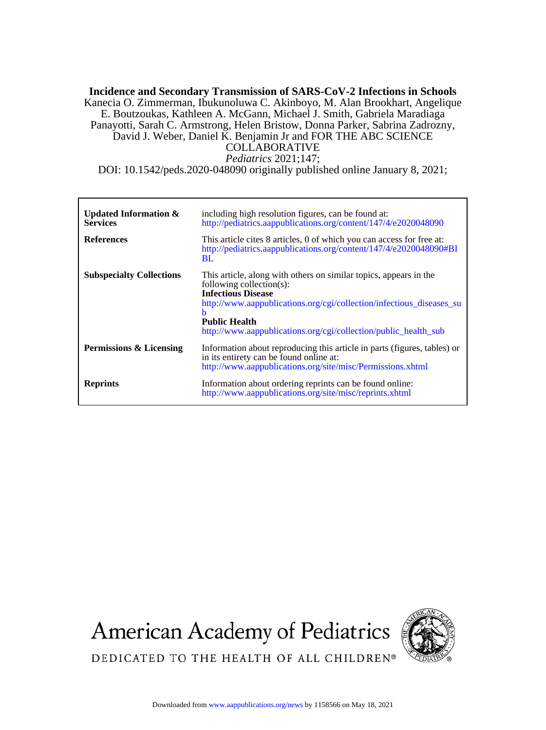**Incidence and Secondary Transmission of SARS-CoV-2 Infections in Schools**

Kanecia O. Zimmerman, Ibukunoluwa C. Akinboyo, M. Alan Brookhart, Angelique E. Boutzoukas, Kathleen A. McGann, Michael J. Smith, Gabriela Maradiaga Panayotti, Sarah C. Armstrong, Helen Bristow, Donna Parker, Sabrina Zadrozny, David J. Weber, Daniel K. Benjamin Jr and FOR THE ABC SCIENCE COLLABORATIVE

*Pediatrics* 2021;147;

DOI: 10.1542/peds.2020-048090 originally published online January 8, 2021;

| | |
|---|---|
| **Updated Information & Services** | including high resolution figures, can be found at: http://pediatrics.aappublications.org/content/147/4/e2020048090 |
| **References** | This article cites 8 articles, 0 of which you can access for free at: http://pediatrics.aappublications.org/content/147/4/e2020048090#BIBL |
| **Subspecialty Collections** | This article, along with others on similar topics, appears in the following collection(s): **Infectious Disease** http://www.aappublications.org/cgi/collection/infectious_diseases_sub **Public Health** http://www.aappublications.org/cgi/collection/public_health_sub |
| **Permissions & Licensing** | Information about reproducing this article in parts (figures, tables) or in its entirety can be found online at: http://www.aappublications.org/site/misc/Permissions.xhtml |
| **Reprints** | Information about ordering reprints can be found online: http://www.aappublications.org/site/misc/reprints.xhtml |

American Academy of Pediatrics

DEDICATED TO THE HEALTH OF ALL CHILDREN®

Downloaded from www.aappublications.org/news by 1158566 on May 18, 2021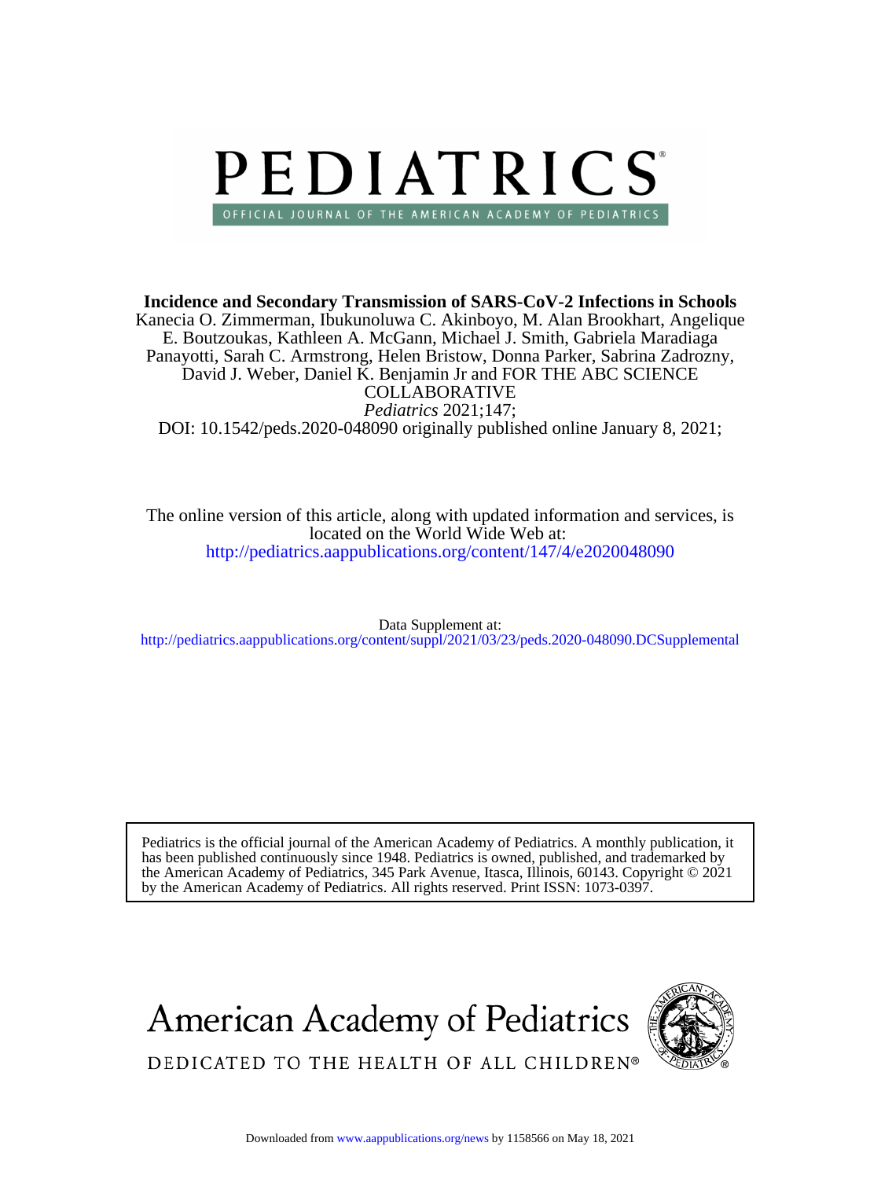# PEDIATRICS

OFFICIAL JOURNAL OF THE AMERICAN ACADEMY OF PEDIATRICS

**Incidence and Secondary Transmission of SARS-CoV-2 Infections in Schools**

Kanecia O. Zimmerman, Ibukunoluwa C. Akinboyo, M. Alan Brookhart, Angelique E. Boutzoukas, Kathleen A. McGann, Michael J. Smith, Gabriela Maradiaga Panayotti, Sarah C. Armstrong, Helen Bristow, Donna Parker, Sabrina Zadrozny, David J. Weber, Daniel K. Benjamin Jr and FOR THE ABC SCIENCE COLLABORATIVE

*Pediatrics* 2021;147;

DOI: 10.1542/peds.2020-048090 originally published online January 8, 2021;

The online version of this article, along with updated information and services, is located on the World Wide Web at:
http://pediatrics.aappublications.org/content/147/4/e2020048090

Data Supplement at:
http://pediatrics.aappublications.org/content/suppl/2021/03/23/peds.2020-048090.DCSupplemental

Pediatrics is the official journal of the American Academy of Pediatrics. A monthly publication, it has been published continuously since 1948. Pediatrics is owned, published, and trademarked by the American Academy of Pediatrics, 345 Park Avenue, Itasca, Illinois, 60143. Copyright © 2021 by the American Academy of Pediatrics. All rights reserved. Print ISSN: 1073-0397.

American Academy of Pediatrics

DEDICATED TO THE HEALTH OF ALL CHILDREN®

Downloaded from www.aappublications.org/news by 1158566 on May 18, 2021